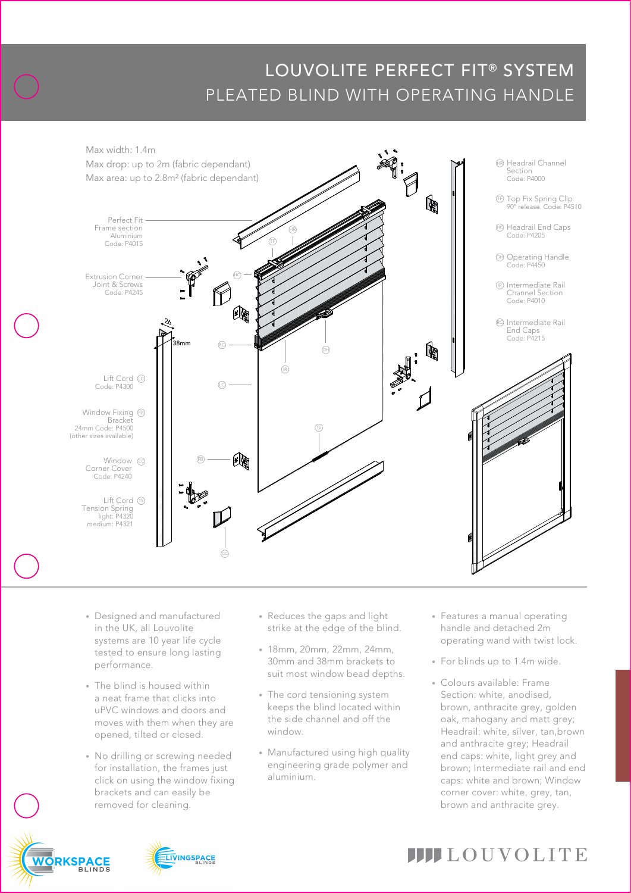# LOUVOLITE PERFECT FIT® SYSTEM

## PLEATED BLIND WITH OPERATING HANDLE

Max width: 1.4m
Max drop: up to 2m (fabric dependant)
Max area: up to 2.8m² (fabric dependant)

- Perfect Fit Frame section — Aluminium — Code: P4015
- Extrusion Corner Joint & Screws — Code: P4245
- Lift Cord (LC) — Code: P4300
- Window Fixing Bracket (FB) — 24mm Code: P4500 (other sizes available)
- Window Corner Cover (CC) — Code: P4240
- Lift Cord Tension Spring (TS) — light: P4320, medium: P4321
- Headrail Channel Section (HR) — Code: P4000
- Top Fix Spring Clip (TF) — 90° release. Code: P4510
- Headrail End Caps (HC) — Code: P4205
- Operating Handle (OH) — Code: P4450
- Intermediate Rail Channel Section (IR) — Code: P4010
- Intermediate Rail End Caps (RC) — Code: P4215

26
38mm

- Designed and manufactured in the UK, all Louvolite systems are 10 year life cycle tested to ensure long lasting performance.
- The blind is housed within a neat frame that clicks into uPVC windows and doors and moves with them when they are opened, tilted or closed.
- No drilling or screwing needed for installation, the frames just click on using the window fixing brackets and can easily be removed for cleaning.
- Reduces the gaps and light strike at the edge of the blind.
- 18mm, 20mm, 22mm, 24mm, 30mm and 38mm brackets to suit most window bead depths.
- The cord tensioning system keeps the blind located within the side channel and off the window.
- Manufactured using high quality engineering grade polymer and aluminium.
- Features a manual operating handle and detached 2m operating wand with twist lock.
- For blinds up to 1.4m wide.
- Colours available: Frame Section: white, anodised, brown, anthracite grey, golden oak, mahogany and matt grey; Headrail: white, silver, tan,brown and anthracite grey; Headrail end caps: white, light grey and brown; Intermediate rail and end caps: white and brown; Window corner cover: white, grey, tan, brown and anthracite grey.

WORKSPACE BLINDS
LIVINGSPACE BLINDS
LOUVOLITE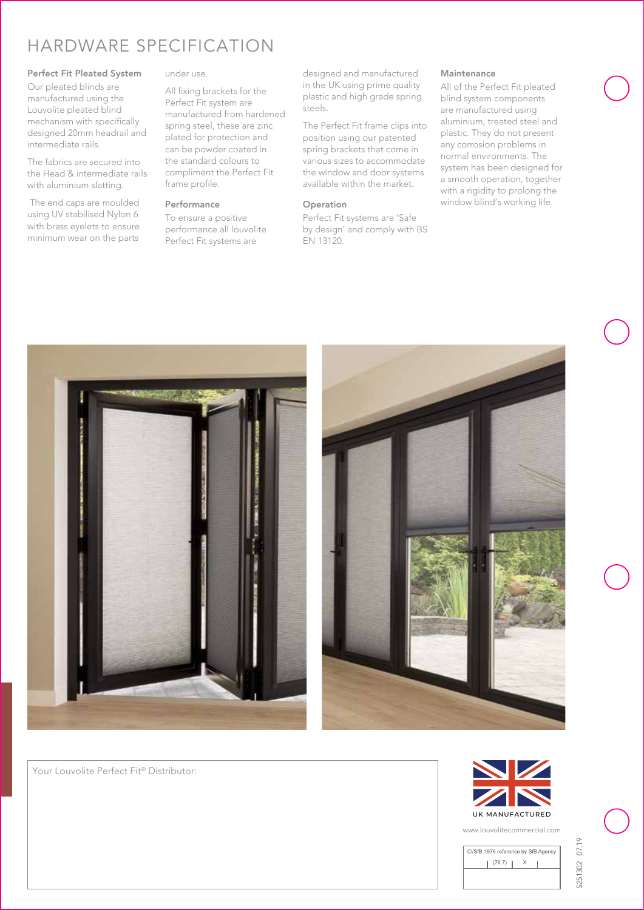# HARDWARE SPECIFICATION

**Perfect Fit Pleated System**

Our pleated blinds are manufactured using the Louvolite pleated blind mechanism with specifically designed 20mm headrail and intermediate rails.

The fabrics are secured into the Head & intermediate rails with aluminium slatting.

The end caps are moulded using UV stabilised Nylon 6 with brass eyelets to ensure minimum wear on the parts under use.

All fixing brackets for the Perfect Fit system are manufactured from hardened spring steel, these are zinc plated for protection and can be powder coated in the standard colours to compliment the Perfect Fit frame profile.

**Performance**

To ensure a positive performance all louvolite Perfect Fit systems are designed and manufactured in the UK using prime quality plastic and high grade spring steels.

The Perfect Fit frame clips into position using our patented spring brackets that come in various sizes to accommodate the window and door systems available within the market.

**Operation**

Perfect Fit systems are 'Safe by design' and comply with BS EN 13120.

**Maintenance**

All of the Perfect Fit pleated blind system components are manufactured using aluminium, treated steel and plastic. They do not present any corrosion problems in normal environments. The system has been designed for a smooth operation, together with a rigidity to prolong the window blind's working life.

Your Louvolite Perfect Fit® Distributor:

UK MANUFACTURED

www.louvolitecommercial.com

CI/SfB 1976 reference by SfB Agency

| (76 7) | X |

S251302 07.19